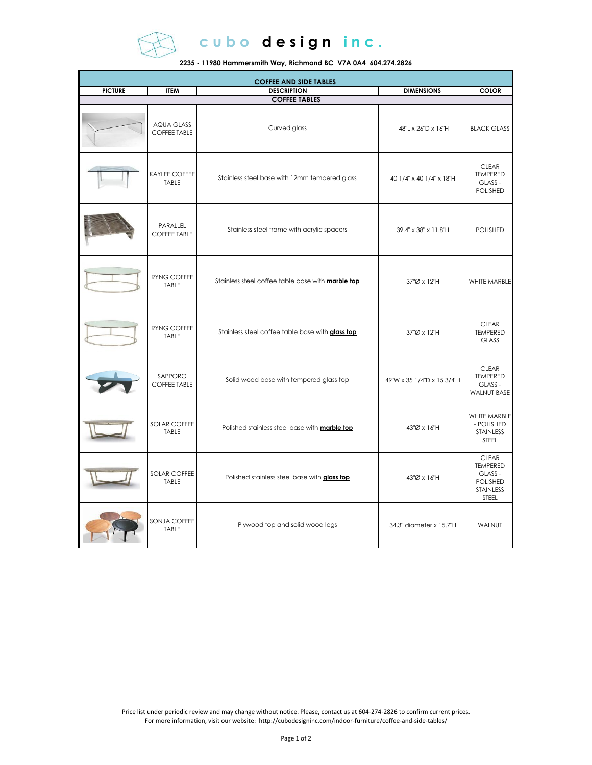# cubo design inc.

**2235 - 11980 Hammersmith Way, Richmond BC V7A 0A4 604.274.2826**

| COFFEE AND SIDE TABLES | | | | |
|---|---|---|---|---|
| **PICTURE** | **ITEM** | **DESCRIPTION** | **DIMENSIONS** | **COLOR** |
| | | **COFFEE TABLES** | | |
| | AQUA GLASS COFFEE TABLE | Curved glass | 48"L x 26"D x 16"H | BLACK GLASS |
| | KAYLEE COFFEE TABLE | Stainless steel base with 12mm tempered glass | 40 1/4" x 40 1/4" x 18"H | CLEAR TEMPERED GLASS - POLISHED |
| | PARALLEL COFFEE TABLE | Stainless steel frame with acrylic spacers | 39.4" x 38" x 11.8"H | POLISHED |
| | RYNG COFFEE TABLE | Stainless steel coffee table base with **marble top** | 37"Ø x 12"H | WHITE MARBLE |
| | RYNG COFFEE TABLE | Stainless steel coffee table base with **glass top** | 37"Ø x 12"H | CLEAR TEMPERED GLASS |
| | SAPPORO COFFEE TABLE | Solid wood base with tempered glass top | 49"W x 35 1/4"D x 15 3/4"H | CLEAR TEMPERED GLASS - WALNUT BASE |
| | SOLAR COFFEE TABLE | Polished stainless steel base with **marble top** | 43"Ø x 16"H | WHITE MARBLE - POLISHED STAINLESS STEEL |
| | SOLAR COFFEE TABLE | Polished stainless steel base with **glass top** | 43"Ø x 16"H | CLEAR TEMPERED GLASS - POLISHED STAINLESS STEEL |
| | SONJA COFFEE TABLE | Plywood top and solid wood legs | 34.3" diameter x 15.7"H | WALNUT |

Price list under periodic review and may change without notice. Please, contact us at 604-274-2826 to confirm current prices.
For more information, visit our website: http://cubodesigninc.com/indoor-furniture/coffee-and-side-tables/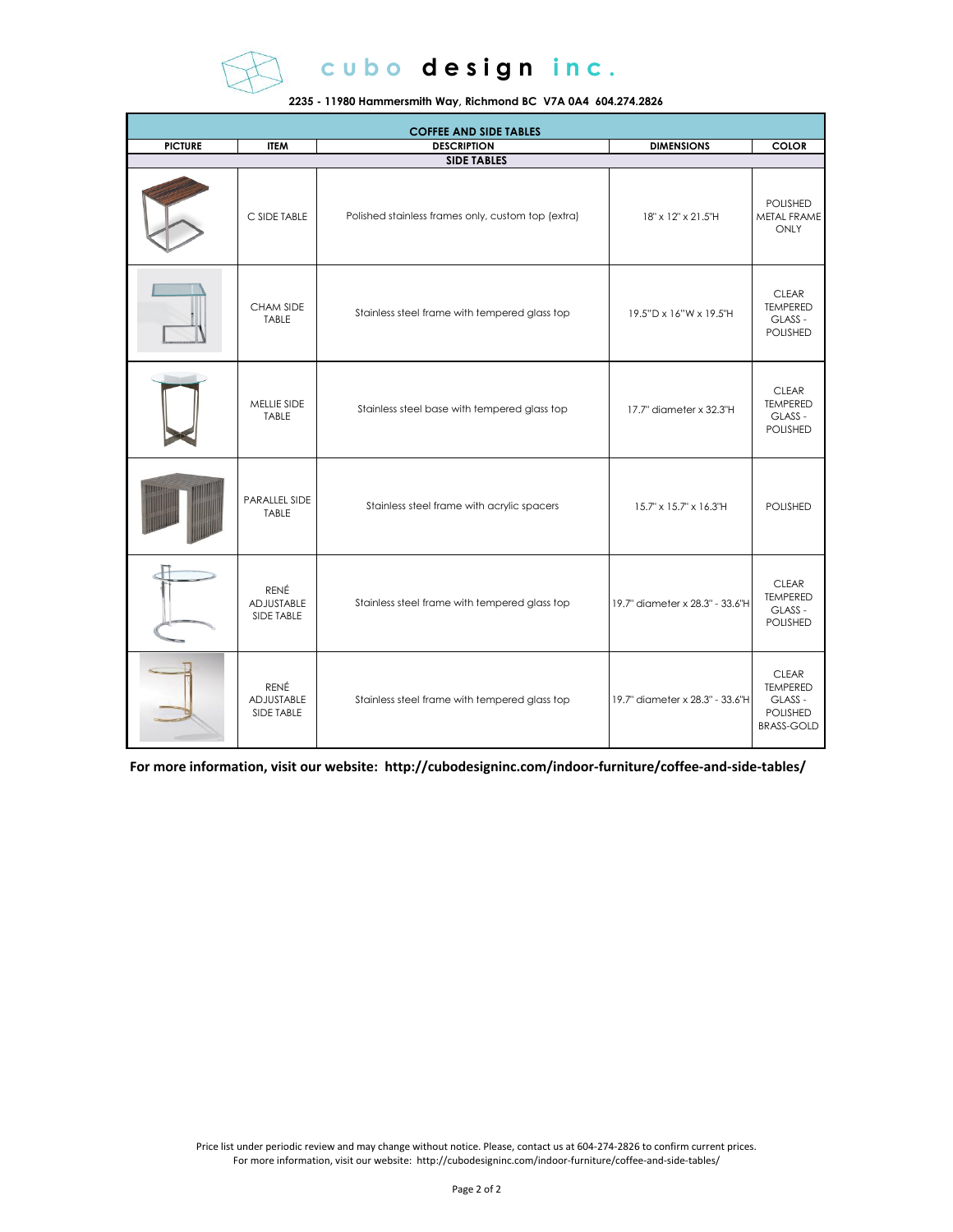# cubo design inc.

**2235 - 11980 Hammersmith Way, Richmond BC V7A 0A4 604.274.2826**

| COFFEE AND SIDE TABLES | | | | |
|---|---|---|---|---|
| **PICTURE** | **ITEM** | **DESCRIPTION** | **DIMENSIONS** | **COLOR** |
| **SIDE TABLES** | | | | |
| | C SIDE TABLE | Polished stainless frames only, custom top (extra) | 18" x 12" x 21.5"H | POLISHED METAL FRAME ONLY |
| | CHAM SIDE TABLE | Stainless steel frame with tempered glass top | 19.5"D x 16"W x 19.5"H | CLEAR TEMPERED GLASS - POLISHED |
| | MELLIE SIDE TABLE | Stainless steel base with tempered glass top | 17.7" diameter x 32.3"H | CLEAR TEMPERED GLASS - POLISHED |
| | PARALLEL SIDE TABLE | Stainless steel frame with acrylic spacers | 15.7" x 15.7" x 16.3"H | POLISHED |
| | RENÉ ADJUSTABLE SIDE TABLE | Stainless steel frame with tempered glass top | 19.7" diameter x 28.3" - 33.6"H | CLEAR TEMPERED GLASS - POLISHED |
| | RENÉ ADJUSTABLE SIDE TABLE | Stainless steel frame with tempered glass top | 19.7" diameter x 28.3" - 33.6"H | CLEAR TEMPERED GLASS - POLISHED BRASS-GOLD |

**For more information, visit our website: http://cubodesigninc.com/indoor-furniture/coffee-and-side-tables/**

Price list under periodic review and may change without notice. Please, contact us at 604-274-2826 to confirm current prices.
For more information, visit our website: http://cubodesigninc.com/indoor-furniture/coffee-and-side-tables/